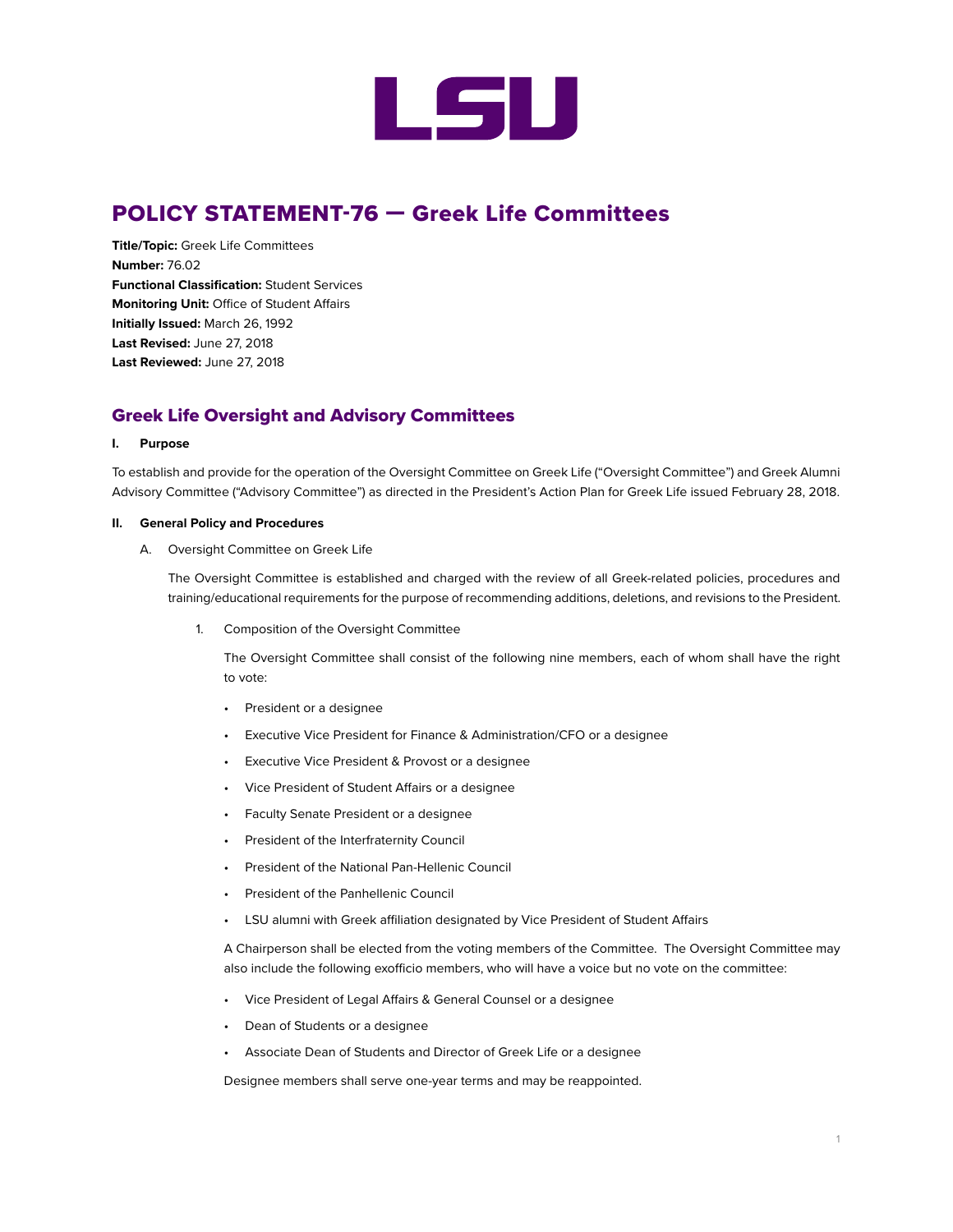# POLICY STATEMENT-76 — Greek Life Committees

**Title/Topic:** Greek Life Committees
**Number:** 76.02
**Functional Classification:** Student Services
**Monitoring Unit:** Office of Student Affairs
**Initially Issued:** March 26, 1992
**Last Revised:** June 27, 2018
**Last Reviewed:** June 27, 2018

## Greek Life Oversight and Advisory Committees

**I. Purpose**

To establish and provide for the operation of the Oversight Committee on Greek Life ("Oversight Committee") and Greek Alumni Advisory Committee ("Advisory Committee") as directed in the President's Action Plan for Greek Life issued February 28, 2018.

**II. General Policy and Procedures**

A. Oversight Committee on Greek Life

The Oversight Committee is established and charged with the review of all Greek-related policies, procedures and training/educational requirements for the purpose of recommending additions, deletions, and revisions to the President.

1. Composition of the Oversight Committee

The Oversight Committee shall consist of the following nine members, each of whom shall have the right to vote:

- President or a designee
- Executive Vice President for Finance & Administration/CFO or a designee
- Executive Vice President & Provost or a designee
- Vice President of Student Affairs or a designee
- Faculty Senate President or a designee
- President of the Interfraternity Council
- President of the National Pan-Hellenic Council
- President of the Panhellenic Council
- LSU alumni with Greek affiliation designated by Vice President of Student Affairs

A Chairperson shall be elected from the voting members of the Committee. The Oversight Committee may also include the following exofficio members, who will have a voice but no vote on the committee:

- Vice President of Legal Affairs & General Counsel or a designee
- Dean of Students or a designee
- Associate Dean of Students and Director of Greek Life or a designee

Designee members shall serve one-year terms and may be reappointed.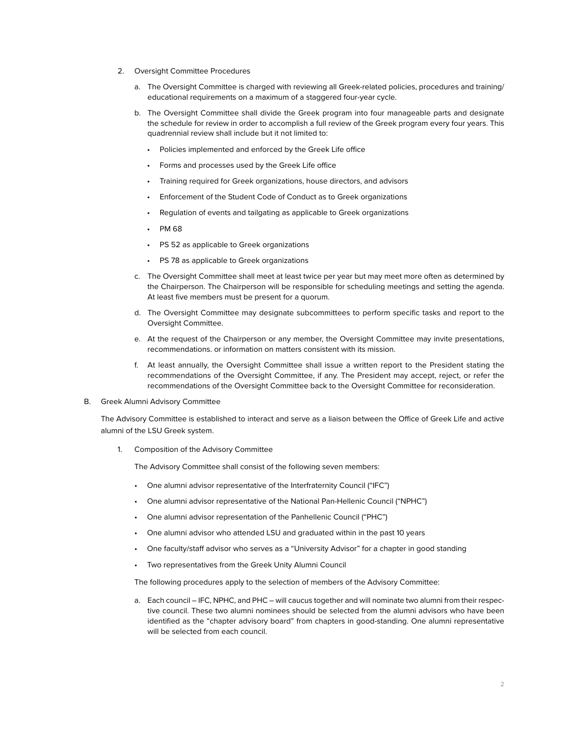2. Oversight Committee Procedures

   a. The Oversight Committee is charged with reviewing all Greek-related policies, procedures and training/educational requirements on a maximum of a staggered four-year cycle.

   b. The Oversight Committee shall divide the Greek program into four manageable parts and designate the schedule for review in order to accomplish a full review of the Greek program every four years. This quadrennial review shall include but it not limited to:

      - Policies implemented and enforced by the Greek Life office
      - Forms and processes used by the Greek Life office
      - Training required for Greek organizations, house directors, and advisors
      - Enforcement of the Student Code of Conduct as to Greek organizations
      - Regulation of events and tailgating as applicable to Greek organizations
      - PM 68
      - PS 52 as applicable to Greek organizations
      - PS 78 as applicable to Greek organizations

   c. The Oversight Committee shall meet at least twice per year but may meet more often as determined by the Chairperson. The Chairperson will be responsible for scheduling meetings and setting the agenda. At least five members must be present for a quorum.

   d. The Oversight Committee may designate subcommittees to perform specific tasks and report to the Oversight Committee.

   e. At the request of the Chairperson or any member, the Oversight Committee may invite presentations, recommendations. or information on matters consistent with its mission.

   f. At least annually, the Oversight Committee shall issue a written report to the President stating the recommendations of the Oversight Committee, if any. The President may accept, reject, or refer the recommendations of the Oversight Committee back to the Oversight Committee for reconsideration.

B. Greek Alumni Advisory Committee

The Advisory Committee is established to interact and serve as a liaison between the Office of Greek Life and active alumni of the LSU Greek system.

1. Composition of the Advisory Committee

   The Advisory Committee shall consist of the following seven members:

   - One alumni advisor representative of the Interfraternity Council ("IFC")
   - One alumni advisor representative of the National Pan-Hellenic Council ("NPHC")
   - One alumni advisor representation of the Panhellenic Council ("PHC")
   - One alumni advisor who attended LSU and graduated within in the past 10 years
   - One faculty/staff advisor who serves as a "University Advisor" for a chapter in good standing
   - Two representatives from the Greek Unity Alumni Council

   The following procedures apply to the selection of members of the Advisory Committee:

   a. Each council – IFC, NPHC, and PHC – will caucus together and will nominate two alumni from their respective council. These two alumni nominees should be selected from the alumni advisors who have been identified as the "chapter advisory board" from chapters in good-standing. One alumni representative will be selected from each council.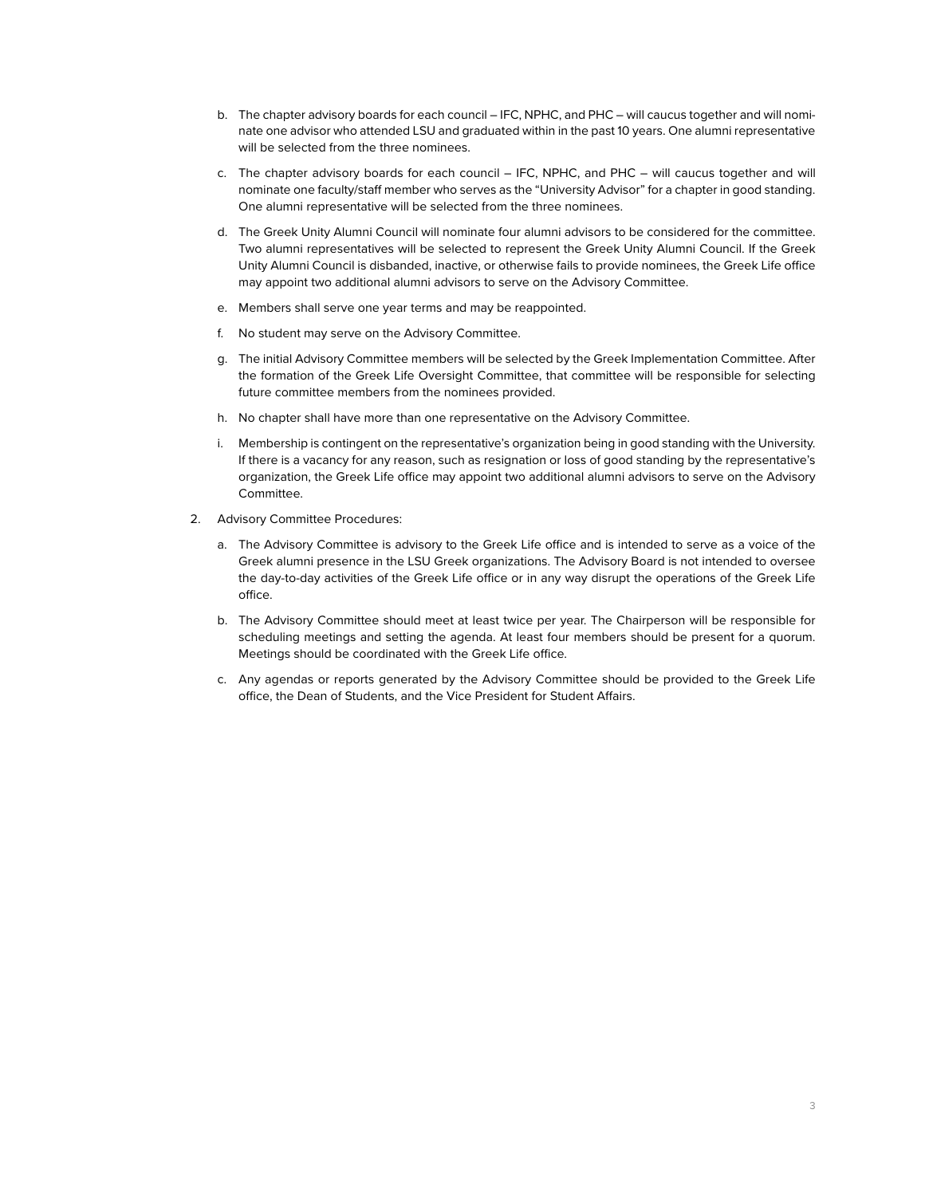b. The chapter advisory boards for each council – IFC, NPHC, and PHC – will caucus together and will nominate one advisor who attended LSU and graduated within in the past 10 years. One alumni representative will be selected from the three nominees.

c. The chapter advisory boards for each council – IFC, NPHC, and PHC – will caucus together and will nominate one faculty/staff member who serves as the "University Advisor" for a chapter in good standing. One alumni representative will be selected from the three nominees.

d. The Greek Unity Alumni Council will nominate four alumni advisors to be considered for the committee. Two alumni representatives will be selected to represent the Greek Unity Alumni Council. If the Greek Unity Alumni Council is disbanded, inactive, or otherwise fails to provide nominees, the Greek Life office may appoint two additional alumni advisors to serve on the Advisory Committee.

e. Members shall serve one year terms and may be reappointed.

f. No student may serve on the Advisory Committee.

g. The initial Advisory Committee members will be selected by the Greek Implementation Committee. After the formation of the Greek Life Oversight Committee, that committee will be responsible for selecting future committee members from the nominees provided.

h. No chapter shall have more than one representative on the Advisory Committee.

i. Membership is contingent on the representative's organization being in good standing with the University. If there is a vacancy for any reason, such as resignation or loss of good standing by the representative's organization, the Greek Life office may appoint two additional alumni advisors to serve on the Advisory Committee.

2. Advisory Committee Procedures:

   a. The Advisory Committee is advisory to the Greek Life office and is intended to serve as a voice of the Greek alumni presence in the LSU Greek organizations. The Advisory Board is not intended to oversee the day-to-day activities of the Greek Life office or in any way disrupt the operations of the Greek Life office.

   b. The Advisory Committee should meet at least twice per year. The Chairperson will be responsible for scheduling meetings and setting the agenda. At least four members should be present for a quorum. Meetings should be coordinated with the Greek Life office.

   c. Any agendas or reports generated by the Advisory Committee should be provided to the Greek Life office, the Dean of Students, and the Vice President for Student Affairs.